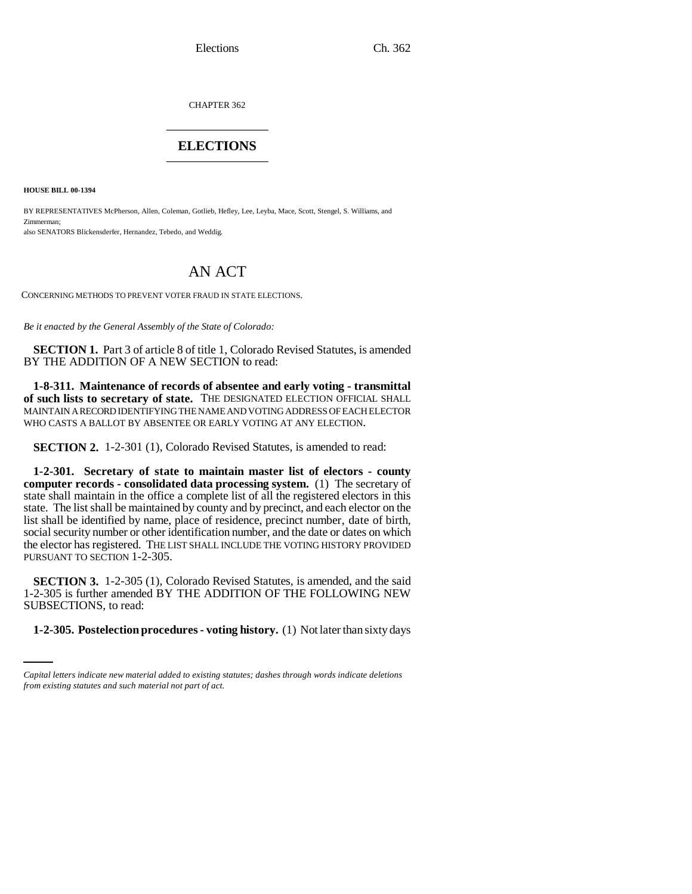CHAPTER 362

## ELECTIONS

**HOUSE BILL 00-1394**

BY REPRESENTATIVES McPherson, Allen, Coleman, Gotlieb, Hefley, Lee, Leyba, Mace, Scott, Stengel, S. Williams, and Zimmerman;
also SENATORS Blickensderfer, Hernandez, Tebedo, and Weddig.

# AN ACT

CONCERNING METHODS TO PREVENT VOTER FRAUD IN STATE ELECTIONS.

*Be it enacted by the General Assembly of the State of Colorado:*

**SECTION 1.** Part 3 of article 8 of title 1, Colorado Revised Statutes, is amended BY THE ADDITION OF A NEW SECTION to read:

**1-8-311. Maintenance of records of absentee and early voting - transmittal of such lists to secretary of state.** THE DESIGNATED ELECTION OFFICIAL SHALL MAINTAIN A RECORD IDENTIFYING THE NAME AND VOTING ADDRESS OF EACH ELECTOR WHO CASTS A BALLOT BY ABSENTEE OR EARLY VOTING AT ANY ELECTION.

**SECTION 2.** 1-2-301 (1), Colorado Revised Statutes, is amended to read:

**1-2-301. Secretary of state to maintain master list of electors - county computer records - consolidated data processing system.** (1) The secretary of state shall maintain in the office a complete list of all the registered electors in this state. The list shall be maintained by county and by precinct, and each elector on the list shall be identified by name, place of residence, precinct number, date of birth, social security number or other identification number, and the date or dates on which the elector has registered. THE LIST SHALL INCLUDE THE VOTING HISTORY PROVIDED PURSUANT TO SECTION 1-2-305.

**SECTION 3.** 1-2-305 (1), Colorado Revised Statutes, is amended, and the said 1-2-305 is further amended BY THE ADDITION OF THE FOLLOWING NEW SUBSECTIONS, to read:

**1-2-305. Postelection procedures - voting history.** (1) Not later than sixty days

*Capital letters indicate new material added to existing statutes; dashes through words indicate deletions from existing statutes and such material not part of act.*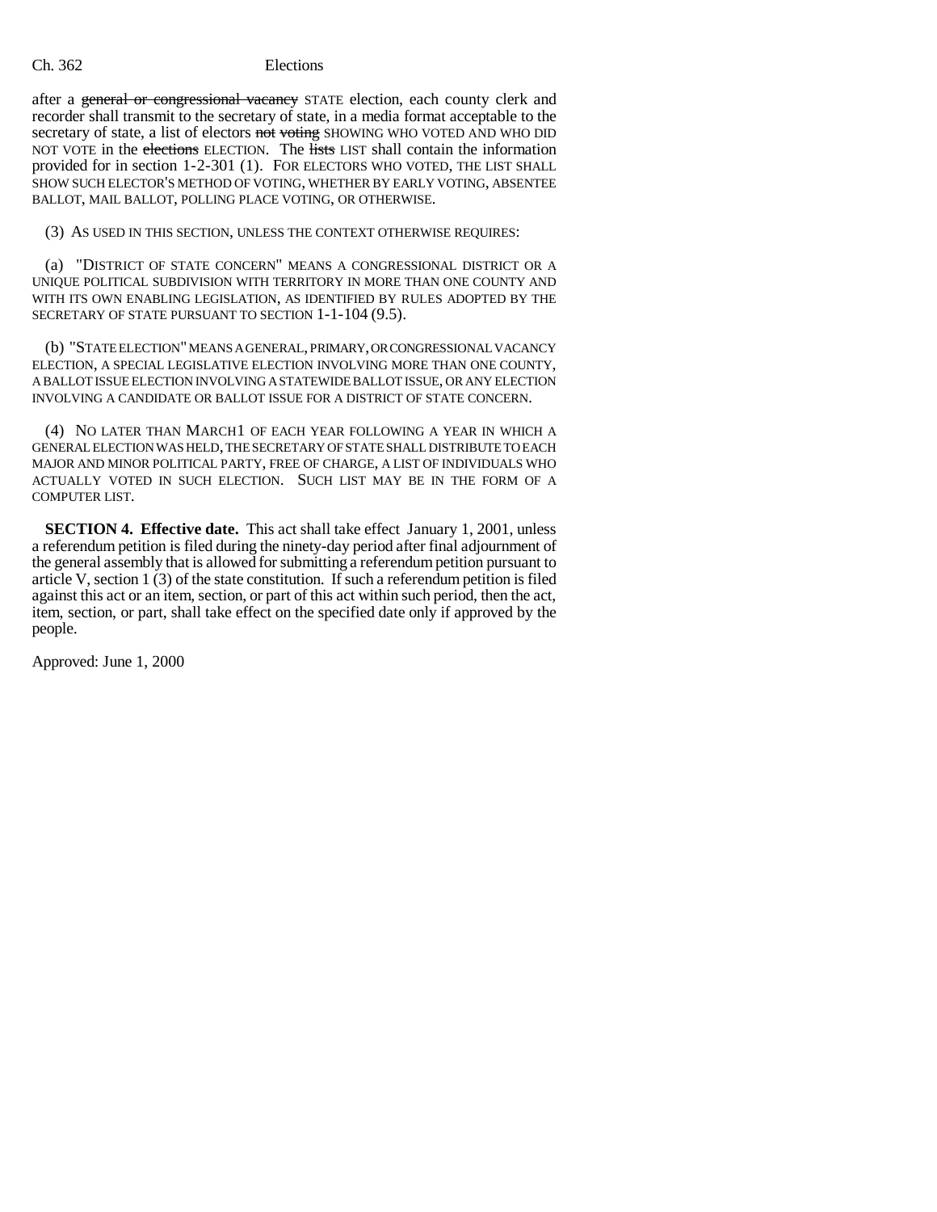after a ~~general or congressional vacancy~~ STATE election, each county clerk and recorder shall transmit to the secretary of state, in a media format acceptable to the secretary of state, a list of electors ~~not voting~~ SHOWING WHO VOTED AND WHO DID NOT VOTE in the ~~elections~~ ELECTION. The ~~lists~~ LIST shall contain the information provided for in section 1-2-301 (1). FOR ELECTORS WHO VOTED, THE LIST SHALL SHOW SUCH ELECTOR'S METHOD OF VOTING, WHETHER BY EARLY VOTING, ABSENTEE BALLOT, MAIL BALLOT, POLLING PLACE VOTING, OR OTHERWISE.

(3) AS USED IN THIS SECTION, UNLESS THE CONTEXT OTHERWISE REQUIRES:

(a) "DISTRICT OF STATE CONCERN" MEANS A CONGRESSIONAL DISTRICT OR A UNIQUE POLITICAL SUBDIVISION WITH TERRITORY IN MORE THAN ONE COUNTY AND WITH ITS OWN ENABLING LEGISLATION, AS IDENTIFIED BY RULES ADOPTED BY THE SECRETARY OF STATE PURSUANT TO SECTION 1-1-104 (9.5).

(b) "STATE ELECTION" MEANS A GENERAL, PRIMARY, OR CONGRESSIONAL VACANCY ELECTION, A SPECIAL LEGISLATIVE ELECTION INVOLVING MORE THAN ONE COUNTY, A BALLOT ISSUE ELECTION INVOLVING A STATEWIDE BALLOT ISSUE, OR ANY ELECTION INVOLVING A CANDIDATE OR BALLOT ISSUE FOR A DISTRICT OF STATE CONCERN.

(4) NO LATER THAN MARCH 1 OF EACH YEAR FOLLOWING A YEAR IN WHICH A GENERAL ELECTION WAS HELD, THE SECRETARY OF STATE SHALL DISTRIBUTE TO EACH MAJOR AND MINOR POLITICAL PARTY, FREE OF CHARGE, A LIST OF INDIVIDUALS WHO ACTUALLY VOTED IN SUCH ELECTION. SUCH LIST MAY BE IN THE FORM OF A COMPUTER LIST.

**SECTION 4. Effective date.** This act shall take effect January 1, 2001, unless a referendum petition is filed during the ninety-day period after final adjournment of the general assembly that is allowed for submitting a referendum petition pursuant to article V, section 1 (3) of the state constitution. If such a referendum petition is filed against this act or an item, section, or part of this act within such period, then the act, item, section, or part, shall take effect on the specified date only if approved by the people.

Approved: June 1, 2000